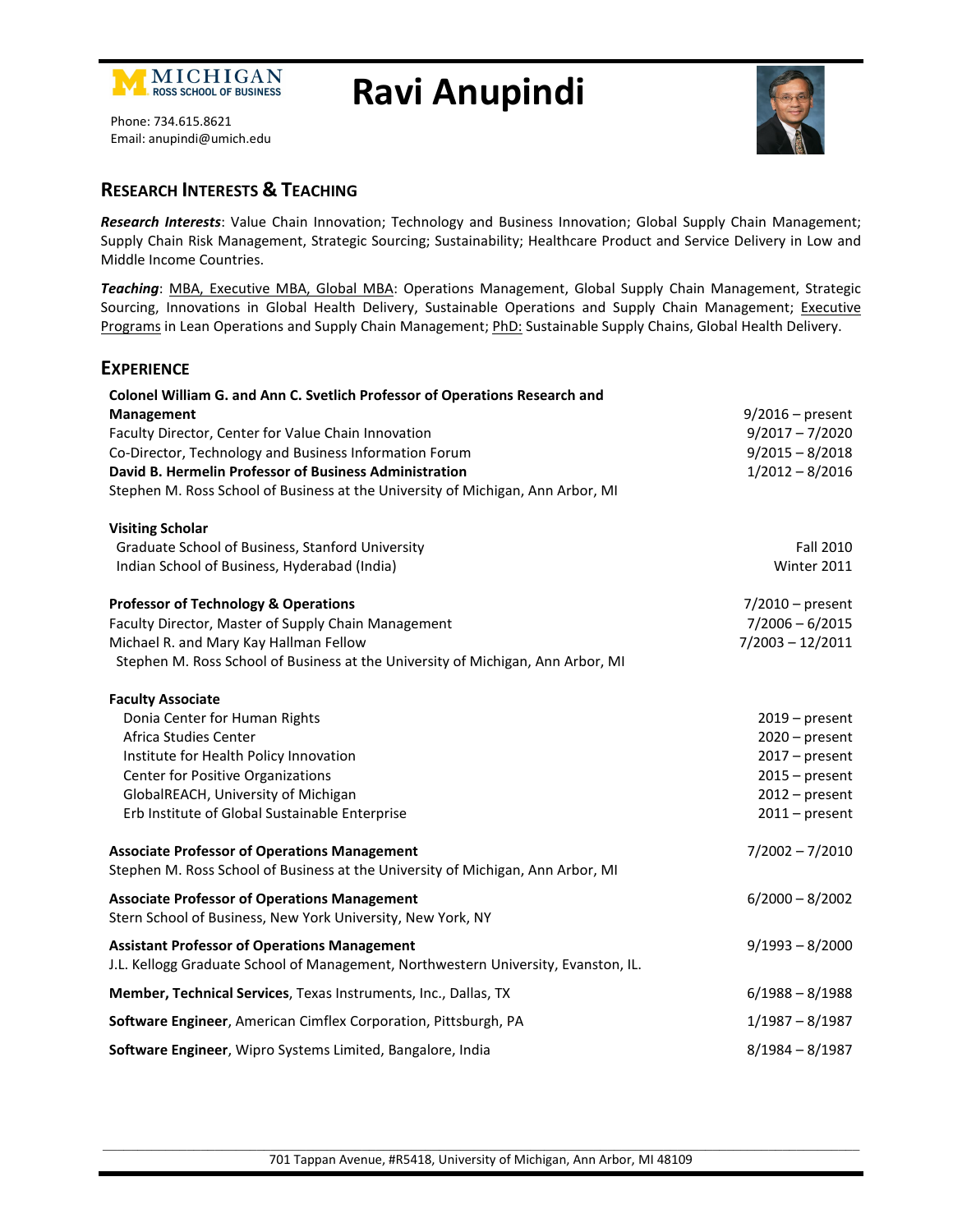# Ravi Anupindi

Phone: 734.615.8621
Email: anupindi@umich.edu

## Research Interests & Teaching

***Research Interests***: Value Chain Innovation; Technology and Business Innovation; Global Supply Chain Management; Supply Chain Risk Management, Strategic Sourcing; Sustainability; Healthcare Product and Service Delivery in Low and Middle Income Countries.

***Teaching***: MBA, Executive MBA, Global MBA: Operations Management, Global Supply Chain Management, Strategic Sourcing, Innovations in Global Health Delivery, Sustainable Operations and Supply Chain Management; Executive Programs in Lean Operations and Supply Chain Management; PhD: Sustainable Supply Chains, Global Health Delivery.

## Experience

**Colonel William G. and Ann C. Svetlich Professor of Operations Research and Management** — 9/2016 – present
Faculty Director, Center for Value Chain Innovation — 9/2017 – 7/2020
Co-Director, Technology and Business Information Forum — 9/2015 – 8/2018
**David B. Hermelin Professor of Business Administration** — 1/2012 – 8/2016
Stephen M. Ross School of Business at the University of Michigan, Ann Arbor, MI

**Visiting Scholar**
Graduate School of Business, Stanford University — Fall 2010
Indian School of Business, Hyderabad (India) — Winter 2011

**Professor of Technology & Operations** — 7/2010 – present
Faculty Director, Master of Supply Chain Management — 7/2006 – 6/2015
Michael R. and Mary Kay Hallman Fellow — 7/2003 – 12/2011
Stephen M. Ross School of Business at the University of Michigan, Ann Arbor, MI

**Faculty Associate**
Donia Center for Human Rights — 2019 – present
Africa Studies Center — 2020 – present
Institute for Health Policy Innovation — 2017 – present
Center for Positive Organizations — 2015 – present
GlobalREACH, University of Michigan — 2012 – present
Erb Institute of Global Sustainable Enterprise — 2011 – present

**Associate Professor of Operations Management** — 7/2002 – 7/2010
Stephen M. Ross School of Business at the University of Michigan, Ann Arbor, MI

**Associate Professor of Operations Management** — 6/2000 – 8/2002
Stern School of Business, New York University, New York, NY

**Assistant Professor of Operations Management** — 9/1993 – 8/2000
J.L. Kellogg Graduate School of Management, Northwestern University, Evanston, IL.

**Member, Technical Services**, Texas Instruments, Inc., Dallas, TX — 6/1988 – 8/1988

**Software Engineer**, American Cimflex Corporation, Pittsburgh, PA — 1/1987 – 8/1987

**Software Engineer**, Wipro Systems Limited, Bangalore, India — 8/1984 – 8/1987

701 Tappan Avenue, #R5418, University of Michigan, Ann Arbor, MI 48109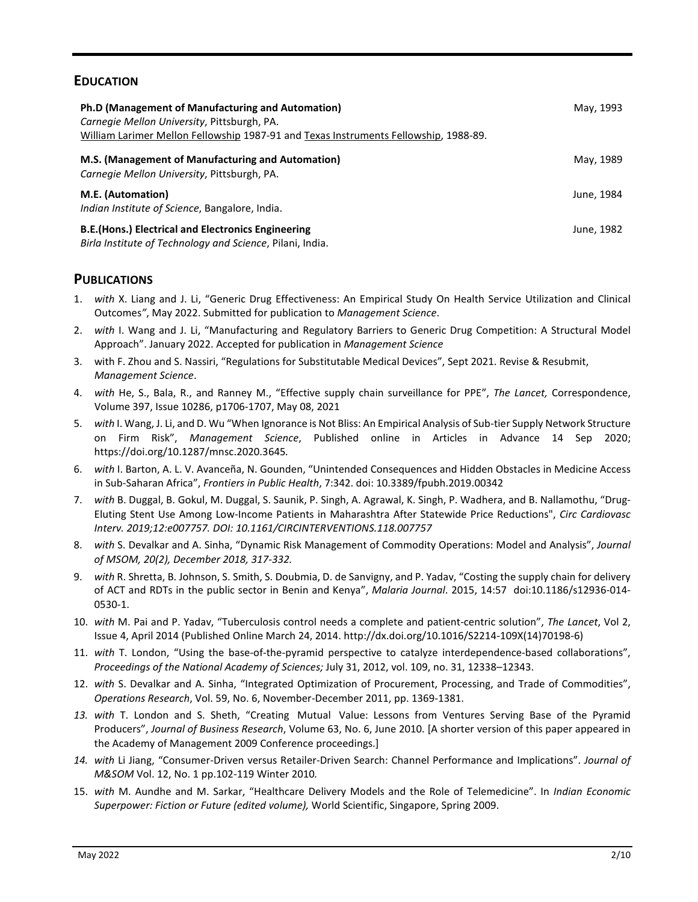## EDUCATION

**Ph.D (Management of Manufacturing and Automation)** May, 1993
*Carnegie Mellon University*, Pittsburgh, PA.
William Larimer Mellon Fellowship 1987-91 and Texas Instruments Fellowship, 1988-89.

**M.S. (Management of Manufacturing and Automation)** May, 1989
*Carnegie Mellon University*, Pittsburgh, PA.

**M.E. (Automation)** June, 1984
*Indian Institute of Science*, Bangalore, India.

**B.E.(Hons.) Electrical and Electronics Engineering** June, 1982
*Birla Institute of Technology and Science*, Pilani, India.

## PUBLICATIONS

1. *with* X. Liang and J. Li, "Generic Drug Effectiveness: An Empirical Study On Health Service Utilization and Clinical Outcomes*"*, May 2022. Submitted for publication to *Management Science*.
2. *with* I. Wang and J. Li, "Manufacturing and Regulatory Barriers to Generic Drug Competition: A Structural Model Approach". January 2022. Accepted for publication in *Management Science*
3. with F. Zhou and S. Nassiri, "Regulations for Substitutable Medical Devices", Sept 2021. Revise & Resubmit, *Management Science*.
4. *with* He, S., Bala, R., and Ranney M., "Effective supply chain surveillance for PPE", *The Lancet,* Correspondence, Volume 397, Issue 10286, p1706-1707, May 08, 2021
5. *with* I. Wang, J. Li, and D. Wu "When Ignorance is Not Bliss: An Empirical Analysis of Sub-tier Supply Network Structure on Firm Risk", *Management Science*, Published online in Articles in Advance 14 Sep 2020; https://doi.org/10.1287/mnsc.2020.3645*.*
6. *with* I. Barton, A. L. V. Avanceña, N. Gounden, "Unintended Consequences and Hidden Obstacles in Medicine Access in Sub-Saharan Africa", *Frontiers in Public Health*, 7:342. doi: 10.3389/fpubh.2019.00342
7. *with* B. Duggal, B. Gokul, M. Duggal, S. Saunik, P. Singh, A. Agrawal, K. Singh, P. Wadhera, and B. Nallamothu, "Drug-Eluting Stent Use Among Low-Income Patients in Maharashtra After Statewide Price Reductions", *Circ Cardiovasc Interv. 2019;12:e007757. DOI: 10.1161/CIRCINTERVENTIONS.118.007757*
8. *with* S. Devalkar and A. Sinha, "Dynamic Risk Management of Commodity Operations: Model and Analysis", *Journal of MSOM, 20(2), December 2018, 317-332.*
9. *with* R. Shretta, B. Johnson, S. Smith, S. Doubmia, D. de Sanvigny, and P. Yadav, "Costing the supply chain for delivery of ACT and RDTs in the public sector in Benin and Kenya", *Malaria Journal*. 2015, 14:57 doi:10.1186/s12936-014-0530-1.
10. *with* M. Pai and P. Yadav, "Tuberculosis control needs a complete and patient-centric solution", *The Lancet*, Vol 2, Issue 4, April 2014 (Published Online March 24, 2014. http://dx.doi.org/10.1016/S2214-109X(14)70198-6)
11. *with* T. London, "Using the base-of-the-pyramid perspective to catalyze interdependence-based collaborations", *Proceedings of the National Academy of Sciences;* July 31, 2012, vol. 109, no. 31, 12338–12343.
12. *with* S. Devalkar and A. Sinha, "Integrated Optimization of Procurement, Processing, and Trade of Commodities", *Operations Research*, Vol. 59, No. 6, November-December 2011, pp. 1369-1381.
13. *with* T. London and S. Sheth, "Creating Mutual Value: Lessons from Ventures Serving Base of the Pyramid Producers", *Journal of Business Research*, Volume 63, No. 6, June 2010. [A shorter version of this paper appeared in the Academy of Management 2009 Conference proceedings.]
14. *with* Li Jiang, "Consumer-Driven versus Retailer-Driven Search: Channel Performance and Implications". *Journal of M&SOM* Vol. 12, No. 1 pp.102-119 Winter 2010*.*
15. *with* M. Aundhe and M. Sarkar, "Healthcare Delivery Models and the Role of Telemedicine". In *Indian Economic Superpower: Fiction or Future (edited volume),* World Scientific, Singapore, Spring 2009.

May 2022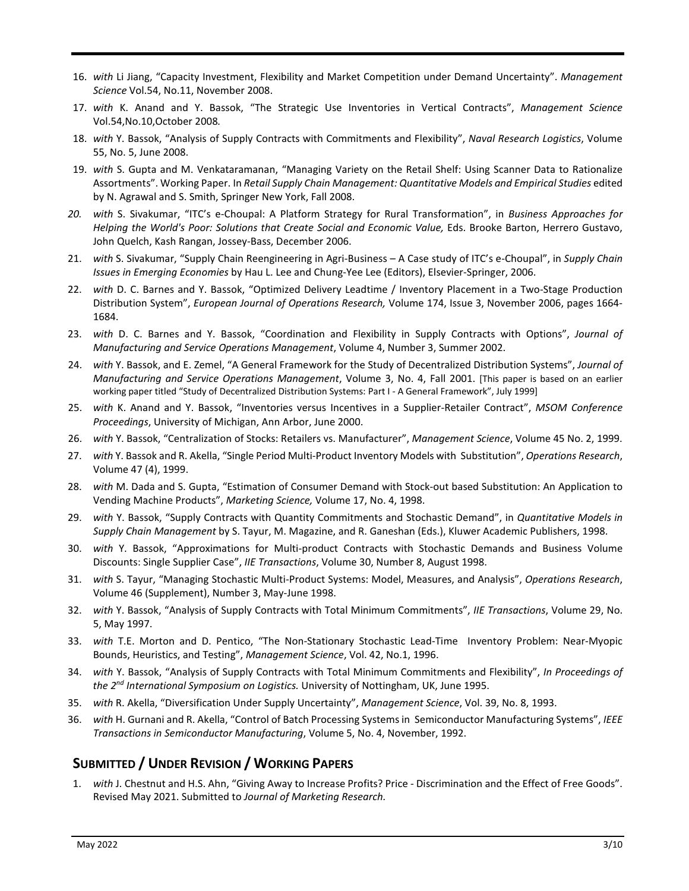16. *with* Li Jiang, "Capacity Investment, Flexibility and Market Competition under Demand Uncertainty". *Management Science* Vol.54, No.11, November 2008.
17. *with* K. Anand and Y. Bassok, "The Strategic Use Inventories in Vertical Contracts", *Management Science* Vol.54,No.10,October 2008.
18. *with* Y. Bassok, "Analysis of Supply Contracts with Commitments and Flexibility", *Naval Research Logistics*, Volume 55, No. 5, June 2008.
19. *with* S. Gupta and M. Venkataramanan, "Managing Variety on the Retail Shelf: Using Scanner Data to Rationalize Assortments". Working Paper. In *Retail Supply Chain Management: Quantitative Models and Empirical Studies* edited by N. Agrawal and S. Smith, Springer New York, Fall 2008.
20. *with* S. Sivakumar, "ITC's e-Choupal: A Platform Strategy for Rural Transformation", in *Business Approaches for Helping the World's Poor: Solutions that Create Social and Economic Value,* Eds. Brooke Barton, Herrero Gustavo, John Quelch, Kash Rangan, Jossey-Bass, December 2006.
21. *with* S. Sivakumar, "Supply Chain Reengineering in Agri-Business – A Case study of ITC's e-Choupal", in *Supply Chain Issues in Emerging Economies* by Hau L. Lee and Chung-Yee Lee (Editors), Elsevier-Springer, 2006.
22. *with* D. C. Barnes and Y. Bassok, "Optimized Delivery Leadtime / Inventory Placement in a Two-Stage Production Distribution System", *European Journal of Operations Research,* Volume 174, Issue 3, November 2006, pages 1664-1684.
23. *with* D. C. Barnes and Y. Bassok, "Coordination and Flexibility in Supply Contracts with Options", *Journal of Manufacturing and Service Operations Management*, Volume 4, Number 3, Summer 2002.
24. *with* Y. Bassok, and E. Zemel, "A General Framework for the Study of Decentralized Distribution Systems", *Journal of Manufacturing and Service Operations Management*, Volume 3, No. 4, Fall 2001. [This paper is based on an earlier working paper titled "Study of Decentralized Distribution Systems: Part I - A General Framework", July 1999]
25. *with* K. Anand and Y. Bassok, "Inventories versus Incentives in a Supplier-Retailer Contract", *MSOM Conference Proceedings*, University of Michigan, Ann Arbor, June 2000.
26. *with* Y. Bassok, "Centralization of Stocks: Retailers vs. Manufacturer", *Management Science*, Volume 45 No. 2, 1999.
27. *with* Y. Bassok and R. Akella, "Single Period Multi-Product Inventory Models with Substitution", *Operations Research*, Volume 47 (4), 1999.
28. *with* M. Dada and S. Gupta, "Estimation of Consumer Demand with Stock-out based Substitution: An Application to Vending Machine Products", *Marketing Science,* Volume 17, No. 4, 1998.
29. *with* Y. Bassok, "Supply Contracts with Quantity Commitments and Stochastic Demand", in *Quantitative Models in Supply Chain Management* by S. Tayur, M. Magazine, and R. Ganeshan (Eds.), Kluwer Academic Publishers, 1998.
30. *with* Y. Bassok, "Approximations for Multi-product Contracts with Stochastic Demands and Business Volume Discounts: Single Supplier Case", *IIE Transactions*, Volume 30, Number 8, August 1998.
31. *with* S. Tayur, "Managing Stochastic Multi-Product Systems: Model, Measures, and Analysis", *Operations Research*, Volume 46 (Supplement), Number 3, May-June 1998.
32. *with* Y. Bassok, "Analysis of Supply Contracts with Total Minimum Commitments", *IIE Transactions*, Volume 29, No. 5, May 1997.
33. *with* T.E. Morton and D. Pentico, "The Non-Stationary Stochastic Lead-Time Inventory Problem: Near-Myopic Bounds, Heuristics, and Testing", *Management Science*, Vol. 42, No.1, 1996.
34. *with* Y. Bassok, "Analysis of Supply Contracts with Total Minimum Commitments and Flexibility", *In Proceedings of the 2nd International Symposium on Logistics.* University of Nottingham, UK, June 1995.
35. *with* R. Akella, "Diversification Under Supply Uncertainty", *Management Science*, Vol. 39, No. 8, 1993.
36. *with* H. Gurnani and R. Akella, "Control of Batch Processing Systems in Semiconductor Manufacturing Systems", *IEEE Transactions in Semiconductor Manufacturing*, Volume 5, No. 4, November, 1992.

## SUBMITTED / UNDER REVISION / WORKING PAPERS

1. *with* J. Chestnut and H.S. Ahn, "Giving Away to Increase Profits? Price - Discrimination and the Effect of Free Goods". Revised May 2021. Submitted to *Journal of Marketing Research.*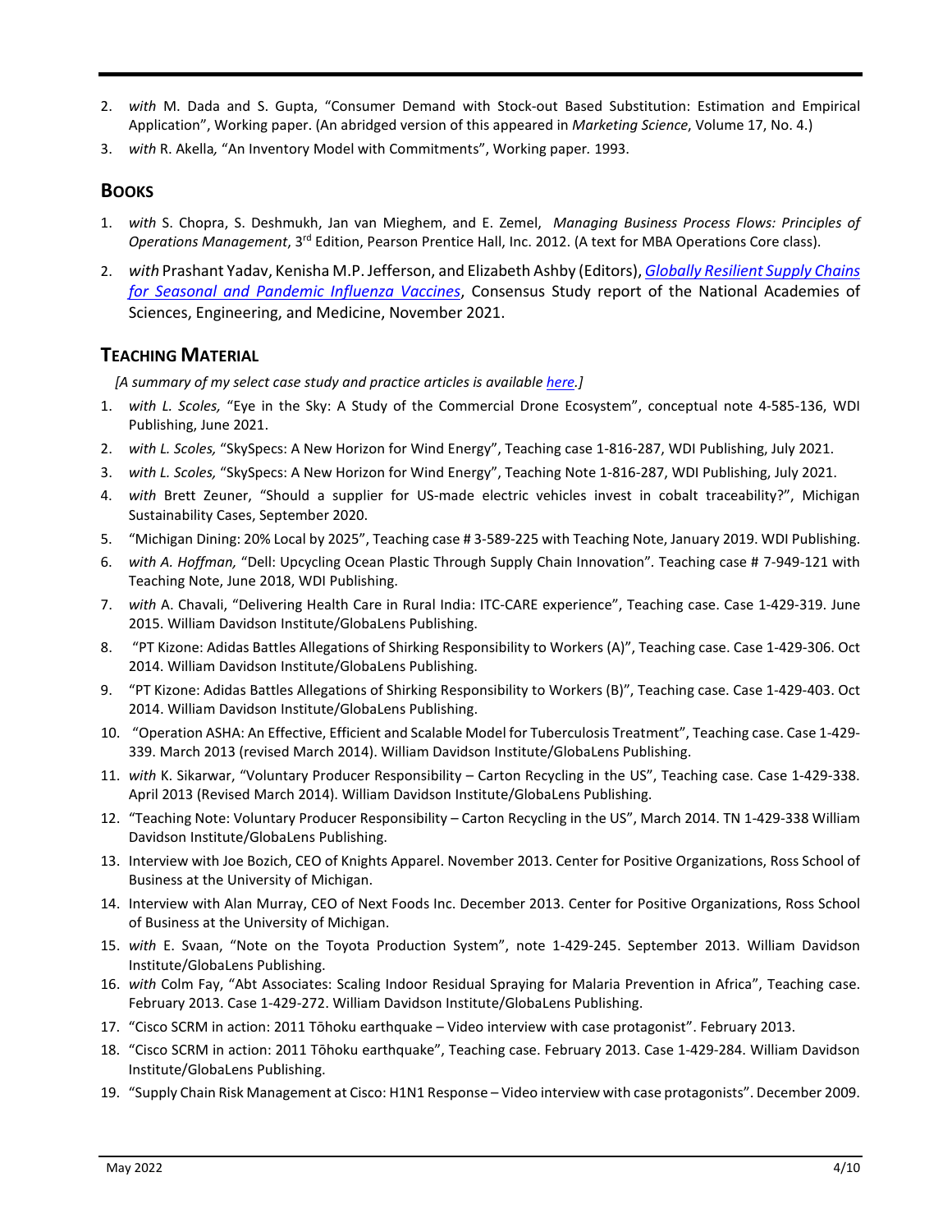2. *with* M. Dada and S. Gupta, "Consumer Demand with Stock-out Based Substitution: Estimation and Empirical Application", Working paper. (An abridged version of this appeared in *Marketing Science*, Volume 17, No. 4.)
3. *with* R. Akella*,* "An Inventory Model with Commitments", Working paper*.* 1993.

## BOOKS

1. *with* S. Chopra, S. Deshmukh, Jan van Mieghem, and E. Zemel, *Managing Business Process Flows: Principles of Operations Management*, 3rd Edition, Pearson Prentice Hall, Inc. 2012. (A text for MBA Operations Core class).
2. *with* Prashant Yadav, Kenisha M.P. Jefferson, and Elizabeth Ashby (Editors), *Globally Resilient Supply Chains for Seasonal and Pandemic Influenza Vaccines*, Consensus Study report of the National Academies of Sciences, Engineering, and Medicine, November 2021.

## TEACHING MATERIAL

*[A summary of my select case study and practice articles is available here.]*

1. *with L. Scoles,* "Eye in the Sky: A Study of the Commercial Drone Ecosystem", conceptual note 4-585-136, WDI Publishing, June 2021.
2. *with L. Scoles,* "SkySpecs: A New Horizon for Wind Energy", Teaching case 1-816-287, WDI Publishing, July 2021.
3. *with L. Scoles,* "SkySpecs: A New Horizon for Wind Energy", Teaching Note 1-816-287, WDI Publishing, July 2021.
4. *with* Brett Zeuner, "Should a supplier for US-made electric vehicles invest in cobalt traceability?", Michigan Sustainability Cases, September 2020.
5. "Michigan Dining: 20% Local by 2025", Teaching case # 3-589-225 with Teaching Note, January 2019. WDI Publishing.
6. *with A. Hoffman,* "Dell: Upcycling Ocean Plastic Through Supply Chain Innovation". Teaching case # 7-949-121 with Teaching Note, June 2018, WDI Publishing.
7. *with* A. Chavali, "Delivering Health Care in Rural India: ITC-CARE experience", Teaching case. Case 1-429-319. June 2015. William Davidson Institute/GlobaLens Publishing.
8. "PT Kizone: Adidas Battles Allegations of Shirking Responsibility to Workers (A)", Teaching case. Case 1-429-306. Oct 2014. William Davidson Institute/GlobaLens Publishing.
9. "PT Kizone: Adidas Battles Allegations of Shirking Responsibility to Workers (B)", Teaching case. Case 1-429-403. Oct 2014. William Davidson Institute/GlobaLens Publishing.
10. "Operation ASHA: An Effective, Efficient and Scalable Model for Tuberculosis Treatment", Teaching case. Case 1-429-339. March 2013 (revised March 2014). William Davidson Institute/GlobaLens Publishing.
11. *with* K. Sikarwar, "Voluntary Producer Responsibility – Carton Recycling in the US", Teaching case. Case 1-429-338. April 2013 (Revised March 2014). William Davidson Institute/GlobaLens Publishing.
12. "Teaching Note: Voluntary Producer Responsibility – Carton Recycling in the US", March 2014. TN 1-429-338 William Davidson Institute/GlobaLens Publishing.
13. Interview with Joe Bozich, CEO of Knights Apparel. November 2013. Center for Positive Organizations, Ross School of Business at the University of Michigan.
14. Interview with Alan Murray, CEO of Next Foods Inc. December 2013. Center for Positive Organizations, Ross School of Business at the University of Michigan.
15. *with* E. Svaan, "Note on the Toyota Production System", note 1-429-245. September 2013. William Davidson Institute/GlobaLens Publishing.
16. *with* Colm Fay, "Abt Associates: Scaling Indoor Residual Spraying for Malaria Prevention in Africa", Teaching case. February 2013. Case 1-429-272. William Davidson Institute/GlobaLens Publishing.
17. "Cisco SCRM in action: 2011 Tōhoku earthquake – Video interview with case protagonist". February 2013.
18. "Cisco SCRM in action: 2011 Tōhoku earthquake", Teaching case. February 2013. Case 1-429-284. William Davidson Institute/GlobaLens Publishing.
19. "Supply Chain Risk Management at Cisco: H1N1 Response – Video interview with case protagonists". December 2009.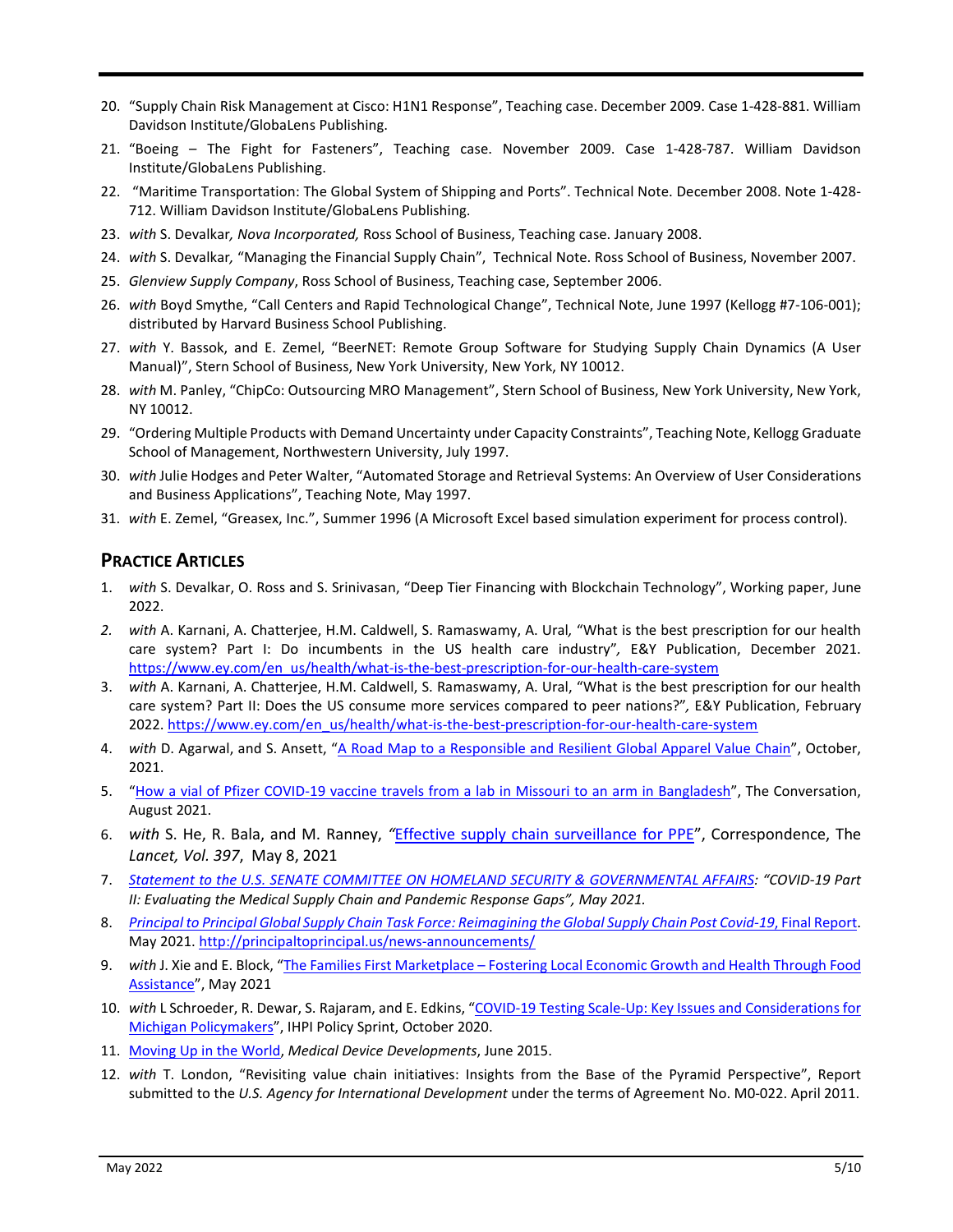20. "Supply Chain Risk Management at Cisco: H1N1 Response", Teaching case. December 2009. Case 1-428-881. William Davidson Institute/GlobaLens Publishing.
21. "Boeing – The Fight for Fasteners", Teaching case. November 2009. Case 1-428-787. William Davidson Institute/GlobaLens Publishing.
22. "Maritime Transportation: The Global System of Shipping and Ports". Technical Note. December 2008. Note 1-428-712. William Davidson Institute/GlobaLens Publishing.
23. *with* S. Devalkar, *Nova Incorporated,* Ross School of Business, Teaching case. January 2008.
24. *with* S. Devalkar, "Managing the Financial Supply Chain", Technical Note. Ross School of Business, November 2007.
25. *Glenview Supply Company*, Ross School of Business, Teaching case, September 2006.
26. *with* Boyd Smythe, "Call Centers and Rapid Technological Change", Technical Note, June 1997 (Kellogg #7-106-001); distributed by Harvard Business School Publishing.
27. *with* Y. Bassok, and E. Zemel, "BeerNET: Remote Group Software for Studying Supply Chain Dynamics (A User Manual)", Stern School of Business, New York University, New York, NY 10012.
28. *with* M. Panley, "ChipCo: Outsourcing MRO Management", Stern School of Business, New York University, New York, NY 10012.
29. "Ordering Multiple Products with Demand Uncertainty under Capacity Constraints", Teaching Note, Kellogg Graduate School of Management, Northwestern University, July 1997.
30. *with* Julie Hodges and Peter Walter, "Automated Storage and Retrieval Systems: An Overview of User Considerations and Business Applications", Teaching Note, May 1997.
31. *with* E. Zemel, "Greasex, Inc.", Summer 1996 (A Microsoft Excel based simulation experiment for process control).

## Practice Articles

1. *with* S. Devalkar, O. Ross and S. Srinivasan, "Deep Tier Financing with Blockchain Technology", Working paper, June 2022.
2. *with* A. Karnani, A. Chatterjee, H.M. Caldwell, S. Ramaswamy, A. Ural*,* "What is the best prescription for our health care system? Part I: Do incumbents in the US health care industry"*,* E&Y Publication, December 2021. https://www.ey.com/en_us/health/what-is-the-best-prescription-for-our-health-care-system
3. *with* A. Karnani, A. Chatterjee, H.M. Caldwell, S. Ramaswamy, A. Ural, "What is the best prescription for our health care system? Part II: Does the US consume more services compared to peer nations?"*,* E&Y Publication, February 2022. https://www.ey.com/en_us/health/what-is-the-best-prescription-for-our-health-care-system
4. *with* D. Agarwal, and S. Ansett, "A Road Map to a Responsible and Resilient Global Apparel Value Chain", October, 2021.
5. "How a vial of Pfizer COVID-19 vaccine travels from a lab in Missouri to an arm in Bangladesh", The Conversation, August 2021.
6. *with* S. He, R. Bala, and M. Ranney, *"*Effective supply chain surveillance for PPE", Correspondence, The *Lancet, Vol. 397*, May 8, 2021
7. *Statement to the U.S. SENATE COMMITTEE ON HOMELAND SECURITY & GOVERNMENTAL AFFAIRS: "COVID-19 Part II: Evaluating the Medical Supply Chain and Pandemic Response Gaps", May 2021.*
8. *Principal to Principal Global Supply Chain Task Force: Reimagining the Global Supply Chain Post Covid-19*, Final Report. May 2021. http://principaltoprincipal.us/news-announcements/
9. *with* J. Xie and E. Block, "The Families First Marketplace – Fostering Local Economic Growth and Health Through Food Assistance", May 2021
10. *with* L Schroeder, R. Dewar, S. Rajaram, and E. Edkins, "COVID-19 Testing Scale-Up: Key Issues and Considerations for Michigan Policymakers", IHPI Policy Sprint, October 2020.
11. Moving Up in the World, *Medical Device Developments*, June 2015.
12. *with* T. London, "Revisiting value chain initiatives: Insights from the Base of the Pyramid Perspective", Report submitted to the *U.S. Agency for International Development* under the terms of Agreement No. M0-022. April 2011.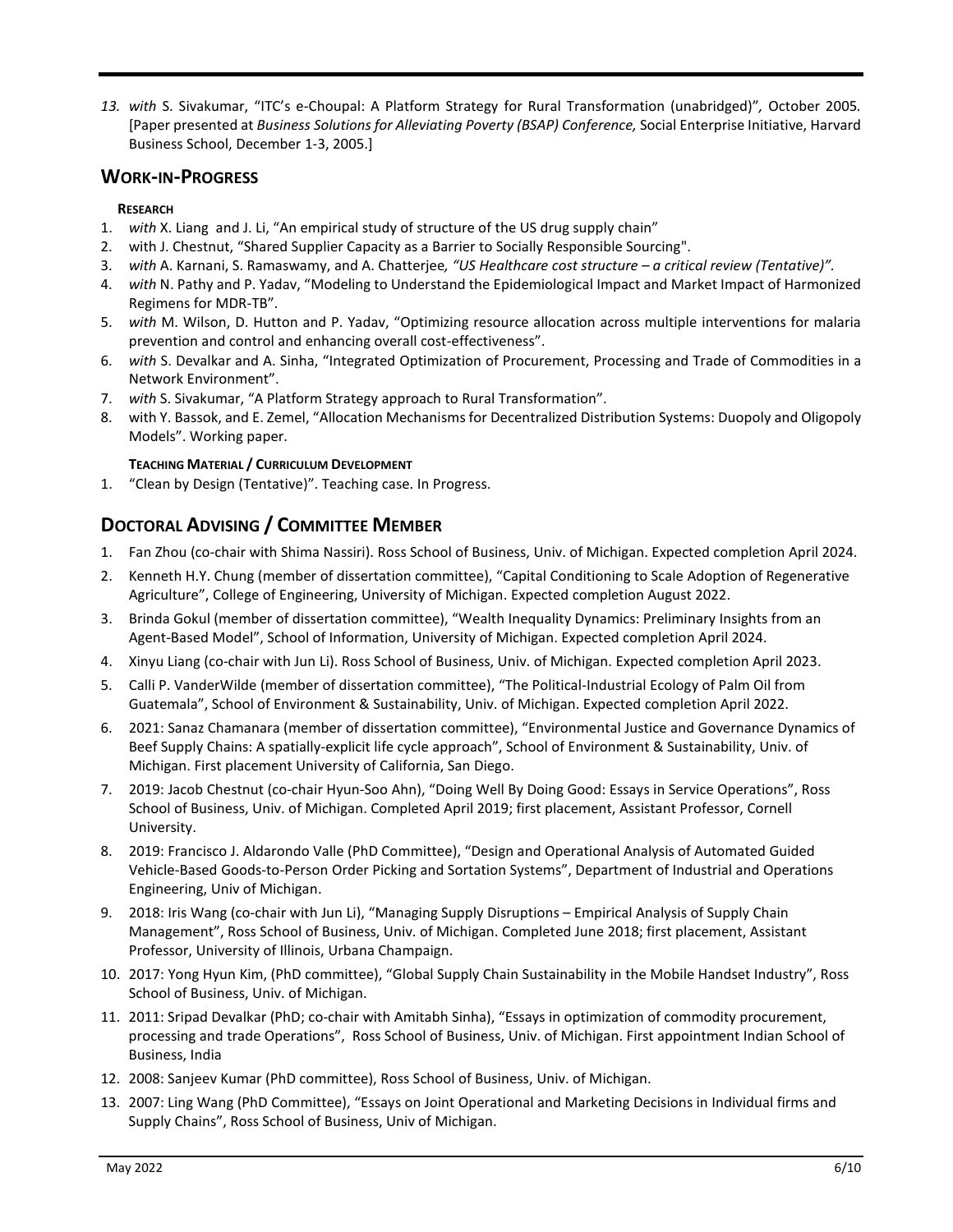13. *with* S. Sivakumar, "ITC's e-Choupal: A Platform Strategy for Rural Transformation (unabridged)"*,* October 2005*.* [Paper presented at *Business Solutions for Alleviating Poverty (BSAP) Conference,* Social Enterprise Initiative, Harvard Business School, December 1-3, 2005.]

## WORK-IN-PROGRESS

#### RESEARCH

1. *with* X. Liang and J. Li, "An empirical study of structure of the US drug supply chain"
2. with J. Chestnut, "Shared Supplier Capacity as a Barrier to Socially Responsible Sourcing".
3. *with* A. Karnani, S. Ramaswamy, and A. Chatterjee*, "US Healthcare cost structure – a critical review (Tentative)".*
4. *with* N. Pathy and P. Yadav, "Modeling to Understand the Epidemiological Impact and Market Impact of Harmonized Regimens for MDR-TB".
5. *with* M. Wilson, D. Hutton and P. Yadav, "Optimizing resource allocation across multiple interventions for malaria prevention and control and enhancing overall cost-effectiveness".
6. *with* S. Devalkar and A. Sinha, "Integrated Optimization of Procurement, Processing and Trade of Commodities in a Network Environment".
7. *with* S. Sivakumar, "A Platform Strategy approach to Rural Transformation".
8. with Y. Bassok, and E. Zemel, "Allocation Mechanisms for Decentralized Distribution Systems: Duopoly and Oligopoly Models". Working paper.

#### TEACHING MATERIAL / CURRICULUM DEVELOPMENT

1. "Clean by Design (Tentative)". Teaching case. In Progress.

## DOCTORAL ADVISING / COMMITTEE MEMBER

1. Fan Zhou (co-chair with Shima Nassiri). Ross School of Business, Univ. of Michigan. Expected completion April 2024.
2. Kenneth H.Y. Chung (member of dissertation committee), "Capital Conditioning to Scale Adoption of Regenerative Agriculture", College of Engineering, University of Michigan. Expected completion August 2022.
3. Brinda Gokul (member of dissertation committee), "Wealth Inequality Dynamics: Preliminary Insights from an Agent-Based Model", School of Information, University of Michigan. Expected completion April 2024.
4. Xinyu Liang (co-chair with Jun Li). Ross School of Business, Univ. of Michigan. Expected completion April 2023.
5. Calli P. VanderWilde (member of dissertation committee), "The Political-Industrial Ecology of Palm Oil from Guatemala", School of Environment & Sustainability, Univ. of Michigan. Expected completion April 2022.
6. 2021: Sanaz Chamanara (member of dissertation committee), "Environmental Justice and Governance Dynamics of Beef Supply Chains: A spatially-explicit life cycle approach", School of Environment & Sustainability, Univ. of Michigan. First placement University of California, San Diego.
7. 2019: Jacob Chestnut (co-chair Hyun-Soo Ahn), "Doing Well By Doing Good: Essays in Service Operations", Ross School of Business, Univ. of Michigan. Completed April 2019; first placement, Assistant Professor, Cornell University.
8. 2019: Francisco J. Aldarondo Valle (PhD Committee), "Design and Operational Analysis of Automated Guided Vehicle-Based Goods-to-Person Order Picking and Sortation Systems", Department of Industrial and Operations Engineering, Univ of Michigan.
9. 2018: Iris Wang (co-chair with Jun Li), "Managing Supply Disruptions – Empirical Analysis of Supply Chain Management", Ross School of Business, Univ. of Michigan. Completed June 2018; first placement, Assistant Professor, University of Illinois, Urbana Champaign.
10. 2017: Yong Hyun Kim, (PhD committee), "Global Supply Chain Sustainability in the Mobile Handset Industry", Ross School of Business, Univ. of Michigan.
11. 2011: Sripad Devalkar (PhD; co-chair with Amitabh Sinha), "Essays in optimization of commodity procurement, processing and trade Operations", Ross School of Business, Univ. of Michigan. First appointment Indian School of Business, India
12. 2008: Sanjeev Kumar (PhD committee), Ross School of Business, Univ. of Michigan.
13. 2007: Ling Wang (PhD Committee), "Essays on Joint Operational and Marketing Decisions in Individual firms and Supply Chains", Ross School of Business, Univ of Michigan.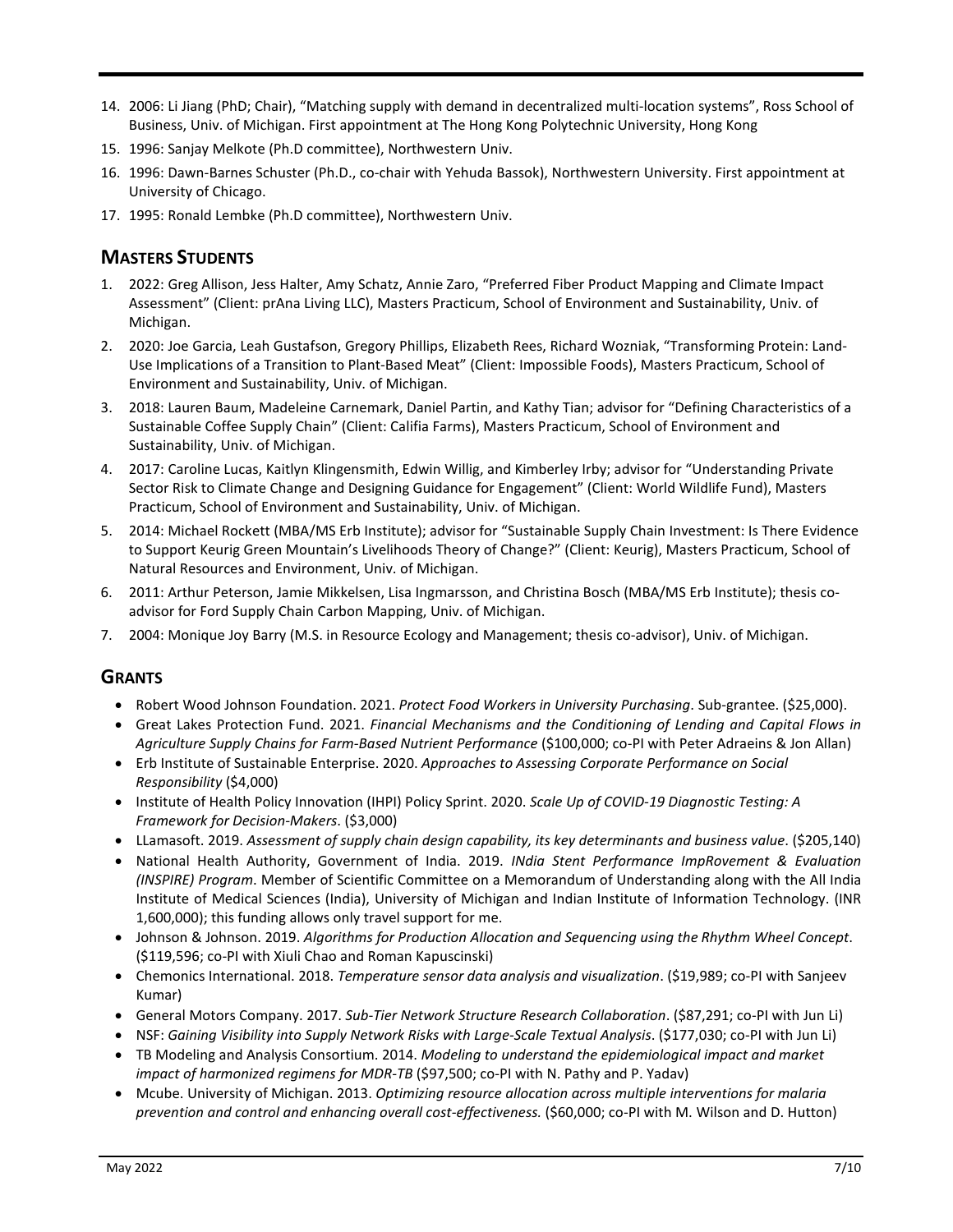14. 2006: Li Jiang (PhD; Chair), "Matching supply with demand in decentralized multi-location systems", Ross School of Business, Univ. of Michigan. First appointment at The Hong Kong Polytechnic University, Hong Kong
15. 1996: Sanjay Melkote (Ph.D committee), Northwestern Univ.
16. 1996: Dawn-Barnes Schuster (Ph.D., co-chair with Yehuda Bassok), Northwestern University. First appointment at University of Chicago.
17. 1995: Ronald Lembke (Ph.D committee), Northwestern Univ.

## Masters Students

1. 2022: Greg Allison, Jess Halter, Amy Schatz, Annie Zaro, "Preferred Fiber Product Mapping and Climate Impact Assessment" (Client: prAna Living LLC), Masters Practicum, School of Environment and Sustainability, Univ. of Michigan.
2. 2020: Joe Garcia, Leah Gustafson, Gregory Phillips, Elizabeth Rees, Richard Wozniak, "Transforming Protein: Land-Use Implications of a Transition to Plant-Based Meat" (Client: Impossible Foods), Masters Practicum, School of Environment and Sustainability, Univ. of Michigan.
3. 2018: Lauren Baum, Madeleine Carnemark, Daniel Partin, and Kathy Tian; advisor for "Defining Characteristics of a Sustainable Coffee Supply Chain" (Client: Califia Farms), Masters Practicum, School of Environment and Sustainability, Univ. of Michigan.
4. 2017: Caroline Lucas, Kaitlyn Klingensmith, Edwin Willig, and Kimberley Irby; advisor for "Understanding Private Sector Risk to Climate Change and Designing Guidance for Engagement" (Client: World Wildlife Fund), Masters Practicum, School of Environment and Sustainability, Univ. of Michigan.
5. 2014: Michael Rockett (MBA/MS Erb Institute); advisor for "Sustainable Supply Chain Investment: Is There Evidence to Support Keurig Green Mountain's Livelihoods Theory of Change?" (Client: Keurig), Masters Practicum, School of Natural Resources and Environment, Univ. of Michigan.
6. 2011: Arthur Peterson, Jamie Mikkelsen, Lisa Ingmarsson, and Christina Bosch (MBA/MS Erb Institute); thesis co-advisor for Ford Supply Chain Carbon Mapping, Univ. of Michigan.
7. 2004: Monique Joy Barry (M.S. in Resource Ecology and Management; thesis co-advisor), Univ. of Michigan.

## Grants

- Robert Wood Johnson Foundation. 2021. *Protect Food Workers in University Purchasing*. Sub-grantee. ($25,000).
- Great Lakes Protection Fund. 2021. *Financial Mechanisms and the Conditioning of Lending and Capital Flows in Agriculture Supply Chains for Farm-Based Nutrient Performance* ($100,000; co-PI with Peter Adraeins & Jon Allan)
- Erb Institute of Sustainable Enterprise. 2020. *Approaches to Assessing Corporate Performance on Social Responsibility* ($4,000)
- Institute of Health Policy Innovation (IHPI) Policy Sprint. 2020. *Scale Up of COVID-19 Diagnostic Testing: A Framework for Decision-Makers*. ($3,000)
- LLamasoft. 2019. *Assessment of supply chain design capability, its key determinants and business value*. ($205,140)
- National Health Authority, Government of India. 2019. *INdia Stent Performance ImpRovement & Evaluation (INSPIRE) Program*. Member of Scientific Committee on a Memorandum of Understanding along with the All India Institute of Medical Sciences (India), University of Michigan and Indian Institute of Information Technology. (INR 1,600,000); this funding allows only travel support for me.
- Johnson & Johnson. 2019. *Algorithms for Production Allocation and Sequencing using the Rhythm Wheel Concept*. ($119,596; co-PI with Xiuli Chao and Roman Kapuscinski)
- Chemonics International. 2018. *Temperature sensor data analysis and visualization*. ($19,989; co-PI with Sanjeev Kumar)
- General Motors Company. 2017. *Sub-Tier Network Structure Research Collaboration*. ($87,291; co-PI with Jun Li)
- NSF: *Gaining Visibility into Supply Network Risks with Large-Scale Textual Analysis*. ($177,030; co-PI with Jun Li)
- TB Modeling and Analysis Consortium. 2014. *Modeling to understand the epidemiological impact and market impact of harmonized regimens for MDR-TB* ($97,500; co-PI with N. Pathy and P. Yadav)
- Mcube. University of Michigan. 2013. *Optimizing resource allocation across multiple interventions for malaria prevention and control and enhancing overall cost-effectiveness.* ($60,000; co-PI with M. Wilson and D. Hutton)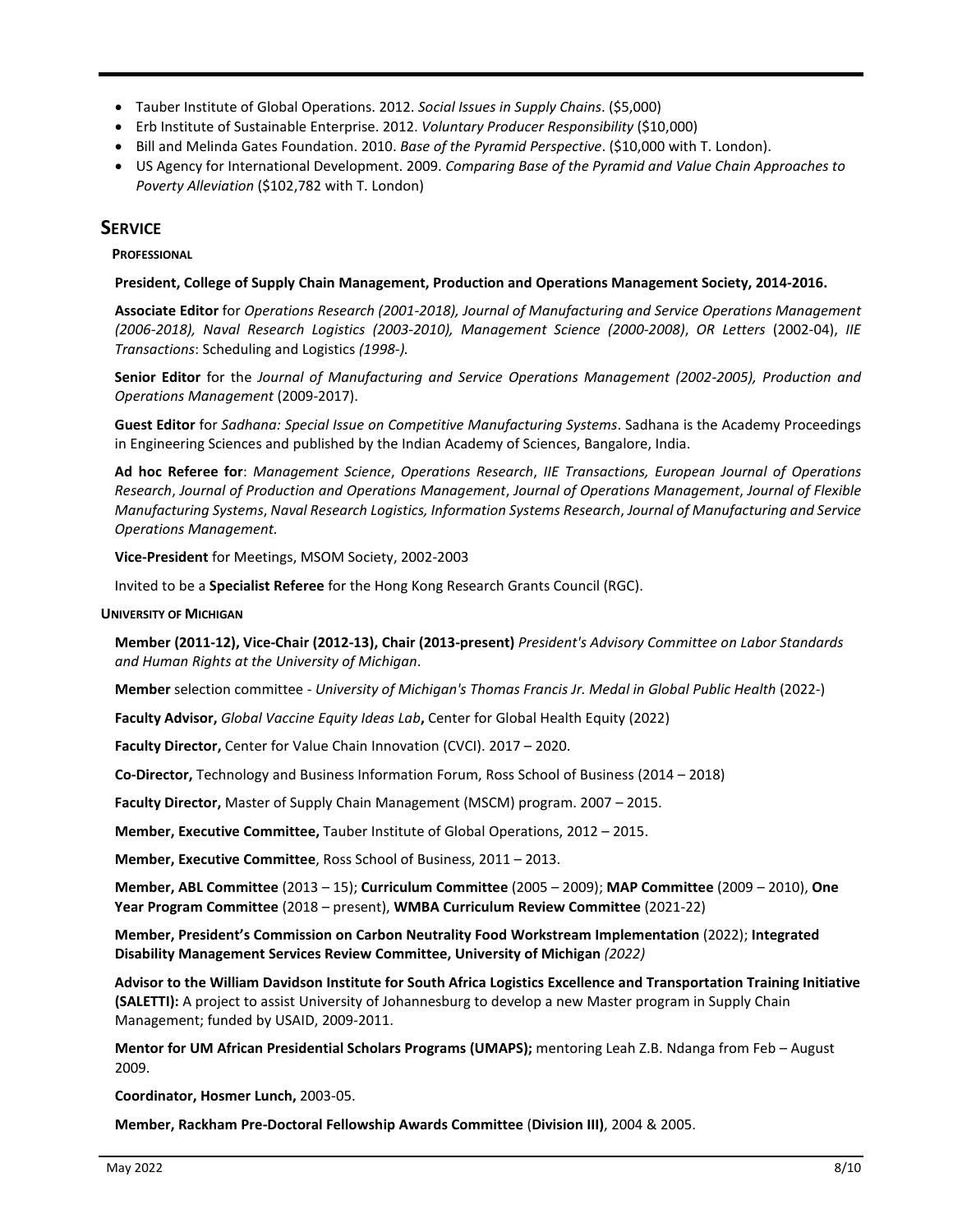- Tauber Institute of Global Operations. 2012. *Social Issues in Supply Chains*. ($5,000)
- Erb Institute of Sustainable Enterprise. 2012. *Voluntary Producer Responsibility* ($10,000)
- Bill and Melinda Gates Foundation. 2010. *Base of the Pyramid Perspective*. ($10,000 with T. London).
- US Agency for International Development. 2009. *Comparing Base of the Pyramid and Value Chain Approaches to Poverty Alleviation* ($102,782 with T. London)

## SERVICE

### PROFESSIONAL

**President, College of Supply Chain Management, Production and Operations Management Society, 2014-2016.**

**Associate Editor** for *Operations Research (2001-2018), Journal of Manufacturing and Service Operations Management (2006-2018), Naval Research Logistics (2003-2010), Management Science (2000-2008)*, *OR Letters* (2002-04), *IIE Transactions*: Scheduling and Logistics *(1998-).*

**Senior Editor** for the *Journal of Manufacturing and Service Operations Management (2002-2005), Production and Operations Management* (2009-2017).

**Guest Editor** for *Sadhana: Special Issue on Competitive Manufacturing Systems*. Sadhana is the Academy Proceedings in Engineering Sciences and published by the Indian Academy of Sciences, Bangalore, India.

**Ad hoc Referee for**: *Management Science*, *Operations Research*, *IIE Transactions, European Journal of Operations Research*, *Journal of Production and Operations Management*, *Journal of Operations Management*, *Journal of Flexible Manufacturing Systems*, *Naval Research Logistics, Information Systems Research*, *Journal of Manufacturing and Service Operations Management.*

**Vice-President** for Meetings, MSOM Society, 2002-2003

Invited to be a **Specialist Referee** for the Hong Kong Research Grants Council (RGC).

### UNIVERSITY OF MICHIGAN

**Member (2011-12), Vice-Chair (2012-13), Chair (2013-present)** *President's Advisory Committee on Labor Standards and Human Rights at the University of Michigan*.

**Member** selection committee - *University of Michigan's Thomas Francis Jr. Medal in Global Public Health* (2022-)

**Faculty Advisor,** *Global Vaccine Equity Ideas Lab***,** Center for Global Health Equity (2022)

**Faculty Director,** Center for Value Chain Innovation (CVCI). 2017 – 2020.

**Co-Director,** Technology and Business Information Forum, Ross School of Business (2014 – 2018)

**Faculty Director,** Master of Supply Chain Management (MSCM) program. 2007 – 2015.

**Member, Executive Committee,** Tauber Institute of Global Operations, 2012 – 2015.

**Member, Executive Committee**, Ross School of Business, 2011 – 2013.

**Member, ABL Committee** (2013 – 15); **Curriculum Committee** (2005 – 2009); **MAP Committee** (2009 – 2010), **One Year Program Committee** (2018 – present), **WMBA Curriculum Review Committee** (2021-22)

**Member, President's Commission on Carbon Neutrality Food Workstream Implementation** (2022); **Integrated Disability Management Services Review Committee, University of Michigan** *(2022)*

**Advisor to the William Davidson Institute for South Africa Logistics Excellence and Transportation Training Initiative (SALETTI):** A project to assist University of Johannesburg to develop a new Master program in Supply Chain Management; funded by USAID, 2009-2011.

**Mentor for UM African Presidential Scholars Programs (UMAPS);** mentoring Leah Z.B. Ndanga from Feb – August 2009.

**Coordinator, Hosmer Lunch,** 2003-05.

**Member, Rackham Pre-Doctoral Fellowship Awards Committee** (**Division III)**, 2004 & 2005.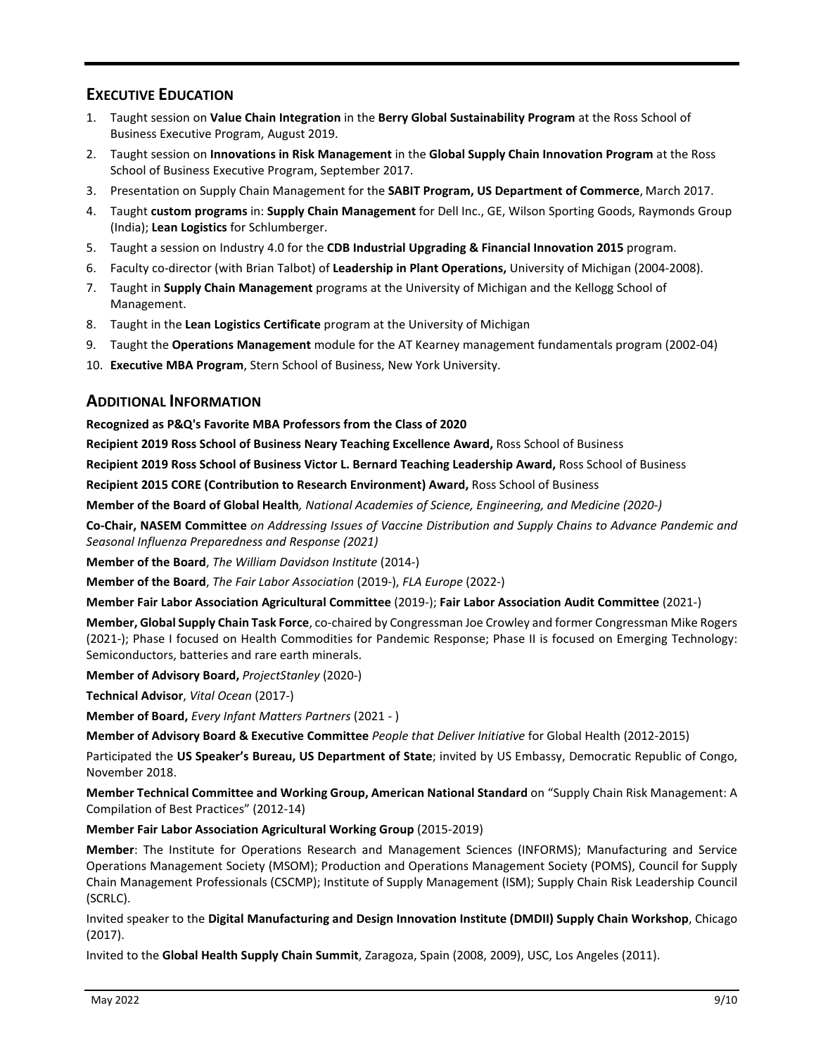## Executive Education

1. Taught session on **Value Chain Integration** in the **Berry Global Sustainability Program** at the Ross School of Business Executive Program, August 2019.
2. Taught session on **Innovations in Risk Management** in the **Global Supply Chain Innovation Program** at the Ross School of Business Executive Program, September 2017.
3. Presentation on Supply Chain Management for the **SABIT Program, US Department of Commerce**, March 2017.
4. Taught **custom programs** in: **Supply Chain Management** for Dell Inc., GE, Wilson Sporting Goods, Raymonds Group (India); **Lean Logistics** for Schlumberger.
5. Taught a session on Industry 4.0 for the **CDB Industrial Upgrading & Financial Innovation 2015** program.
6. Faculty co-director (with Brian Talbot) of **Leadership in Plant Operations,** University of Michigan (2004-2008).
7. Taught in **Supply Chain Management** programs at the University of Michigan and the Kellogg School of Management.
8. Taught in the **Lean Logistics Certificate** program at the University of Michigan
9. Taught the **Operations Management** module for the AT Kearney management fundamentals program (2002-04)
10. **Executive MBA Program**, Stern School of Business, New York University.

## Additional Information

**Recognized as P&Q's Favorite MBA Professors from the Class of 2020**

**Recipient 2019 Ross School of Business Neary Teaching Excellence Award,** Ross School of Business

**Recipient 2019 Ross School of Business Victor L. Bernard Teaching Leadership Award,** Ross School of Business

**Recipient 2015 CORE (Contribution to Research Environment) Award,** Ross School of Business

**Member of the Board of Global Health***, National Academies of Science, Engineering, and Medicine (2020-)*

**Co-Chair, NASEM Committee** *on Addressing Issues of Vaccine Distribution and Supply Chains to Advance Pandemic and Seasonal Influenza Preparedness and Response (2021)*

**Member of the Board**, *The William Davidson Institute* (2014-)

**Member of the Board**, *The Fair Labor Association* (2019-), *FLA Europe* (2022-)

**Member Fair Labor Association Agricultural Committee** (2019-); **Fair Labor Association Audit Committee** (2021-)

**Member, Global Supply Chain Task Force**, co-chaired by Congressman Joe Crowley and former Congressman Mike Rogers (2021-); Phase I focused on Health Commodities for Pandemic Response; Phase II is focused on Emerging Technology: Semiconductors, batteries and rare earth minerals.

**Member of Advisory Board,** *ProjectStanley* (2020-)

**Technical Advisor**, *Vital Ocean* (2017-)

**Member of Board,** *Every Infant Matters Partners* (2021 - )

**Member of Advisory Board & Executive Committee** *People that Deliver Initiative* for Global Health (2012-2015)

Participated the **US Speaker's Bureau, US Department of State**; invited by US Embassy, Democratic Republic of Congo, November 2018.

**Member Technical Committee and Working Group, American National Standard** on "Supply Chain Risk Management: A Compilation of Best Practices" (2012-14)

**Member Fair Labor Association Agricultural Working Group** (2015-2019)

**Member**: The Institute for Operations Research and Management Sciences (INFORMS); Manufacturing and Service Operations Management Society (MSOM); Production and Operations Management Society (POMS), Council for Supply Chain Management Professionals (CSCMP); Institute of Supply Management (ISM); Supply Chain Risk Leadership Council (SCRLC).

Invited speaker to the **Digital Manufacturing and Design Innovation Institute (DMDII) Supply Chain Workshop**, Chicago (2017).

Invited to the **Global Health Supply Chain Summit**, Zaragoza, Spain (2008, 2009), USC, Los Angeles (2011).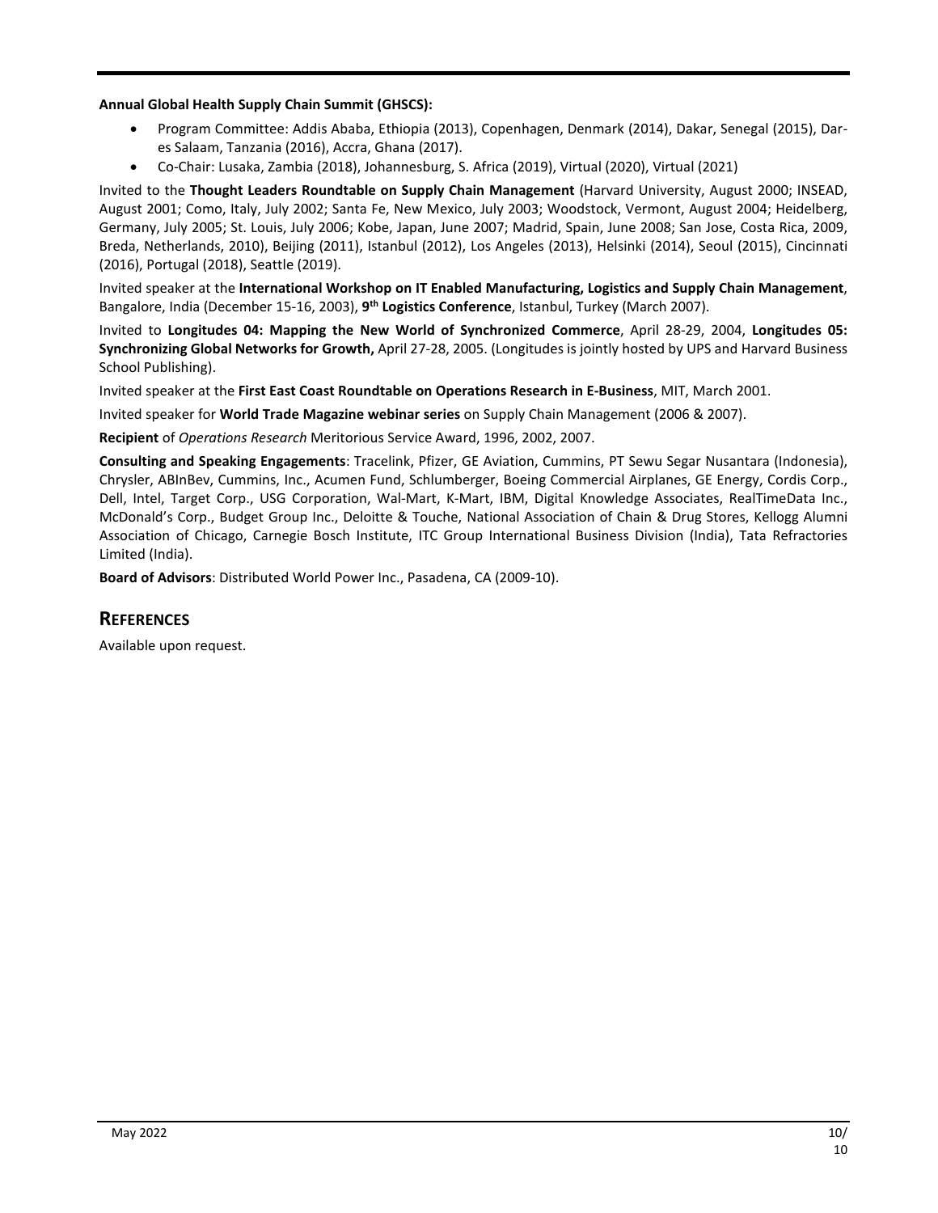**Annual Global Health Supply Chain Summit (GHSCS):**

- Program Committee: Addis Ababa, Ethiopia (2013), Copenhagen, Denmark (2014), Dakar, Senegal (2015), Dar-es Salaam, Tanzania (2016), Accra, Ghana (2017).
- Co-Chair: Lusaka, Zambia (2018), Johannesburg, S. Africa (2019), Virtual (2020), Virtual (2021)

Invited to the **Thought Leaders Roundtable on Supply Chain Management** (Harvard University, August 2000; INSEAD, August 2001; Como, Italy, July 2002; Santa Fe, New Mexico, July 2003; Woodstock, Vermont, August 2004; Heidelberg, Germany, July 2005; St. Louis, July 2006; Kobe, Japan, June 2007; Madrid, Spain, June 2008; San Jose, Costa Rica, 2009, Breda, Netherlands, 2010), Beijing (2011), Istanbul (2012), Los Angeles (2013), Helsinki (2014), Seoul (2015), Cincinnati (2016), Portugal (2018), Seattle (2019).

Invited speaker at the **International Workshop on IT Enabled Manufacturing, Logistics and Supply Chain Management**, Bangalore, India (December 15-16, 2003), **9th Logistics Conference**, Istanbul, Turkey (March 2007).

Invited to **Longitudes 04: Mapping the New World of Synchronized Commerce**, April 28-29, 2004, **Longitudes 05: Synchronizing Global Networks for Growth,** April 27-28, 2005. (Longitudes is jointly hosted by UPS and Harvard Business School Publishing).

Invited speaker at the **First East Coast Roundtable on Operations Research in E-Business**, MIT, March 2001.

Invited speaker for **World Trade Magazine webinar series** on Supply Chain Management (2006 & 2007).

**Recipient** of *Operations Research* Meritorious Service Award, 1996, 2002, 2007.

**Consulting and Speaking Engagements**: Tracelink, Pfizer, GE Aviation, Cummins, PT Sewu Segar Nusantara (Indonesia), Chrysler, ABInBev, Cummins, Inc., Acumen Fund, Schlumberger, Boeing Commercial Airplanes, GE Energy, Cordis Corp., Dell, Intel, Target Corp., USG Corporation, Wal-Mart, K-Mart, IBM, Digital Knowledge Associates, RealTimeData Inc., McDonald's Corp., Budget Group Inc., Deloitte & Touche, National Association of Chain & Drug Stores, Kellogg Alumni Association of Chicago, Carnegie Bosch Institute, ITC Group International Business Division (India), Tata Refractories Limited (India).

**Board of Advisors**: Distributed World Power Inc., Pasadena, CA (2009-10).

## References

Available upon request.